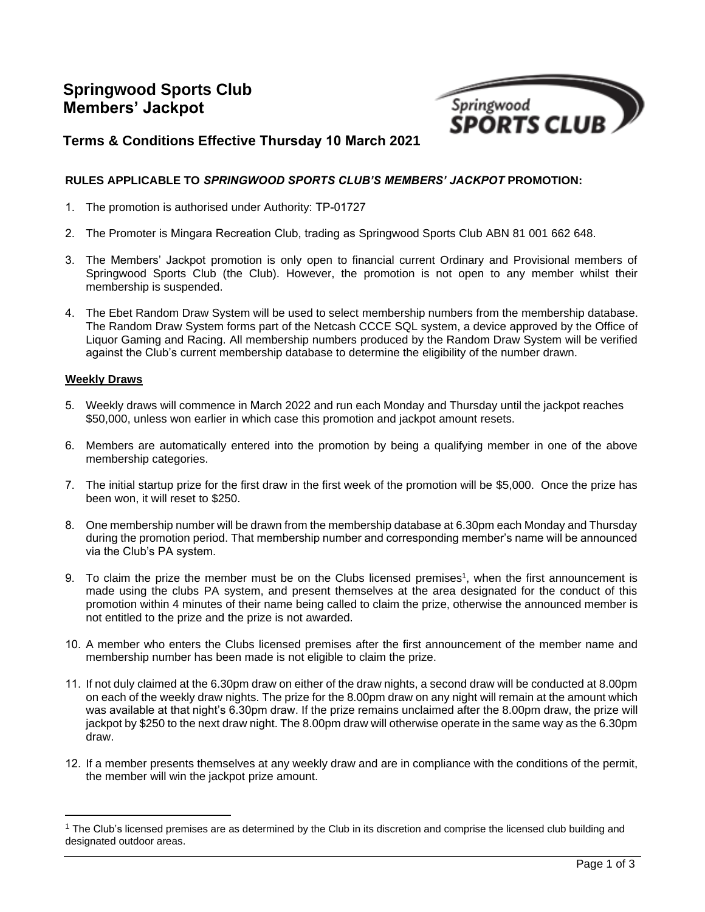# Springwood Sports Club
# Members' Jackpot

## Terms & Conditions Effective Thursday 10 March 2021

### RULES APPLICABLE TO *SPRINGWOOD SPORTS CLUB'S MEMBERS' JACKPOT* PROMOTION:

1. The promotion is authorised under Authority: TP-01727

2. The Promoter is Mingara Recreation Club, trading as Springwood Sports Club ABN 81 001 662 648.

3. The Members' Jackpot promotion is only open to financial current Ordinary and Provisional members of Springwood Sports Club (the Club). However, the promotion is not open to any member whilst their membership is suspended.

4. The Ebet Random Draw System will be used to select membership numbers from the membership database. The Random Draw System forms part of the Netcash CCCE SQL system, a device approved by the Office of Liquor Gaming and Racing. All membership numbers produced by the Random Draw System will be verified against the Club's current membership database to determine the eligibility of the number drawn.

**Weekly Draws**

5. Weekly draws will commence in March 2022 and run each Monday and Thursday until the jackpot reaches $50,000, unless won earlier in which case this promotion and jackpot amount resets.

6. Members are automatically entered into the promotion by being a qualifying member in one of the above membership categories.

7. The initial startup prize for the first draw in the first week of the promotion will be $5,000. Once the prize has been won, it will reset to $250.

8. One membership number will be drawn from the membership database at 6.30pm each Monday and Thursday during the promotion period. That membership number and corresponding member's name will be announced via the Club's PA system.

9. To claim the prize the member must be on the Clubs licensed premises[1], when the first announcement is made using the clubs PA system, and present themselves at the area designated for the conduct of this promotion within 4 minutes of their name being called to claim the prize, otherwise the announced member is not entitled to the prize and the prize is not awarded.

10. A member who enters the Clubs licensed premises after the first announcement of the member name and membership number has been made is not eligible to claim the prize.

11. If not duly claimed at the 6.30pm draw on either of the draw nights, a second draw will be conducted at 8.00pm on each of the weekly draw nights. The prize for the 8.00pm draw on any night will remain at the amount which was available at that night's 6.30pm draw. If the prize remains unclaimed after the 8.00pm draw, the prize will jackpot by $250 to the next draw night. The 8.00pm draw will otherwise operate in the same way as the 6.30pm draw.

12. If a member presents themselves at any weekly draw and are in compliance with the conditions of the permit, the member will win the jackpot prize amount.

---

[1] The Club's licensed premises are as determined by the Club in its discretion and comprise the licensed club building and designated outdoor areas.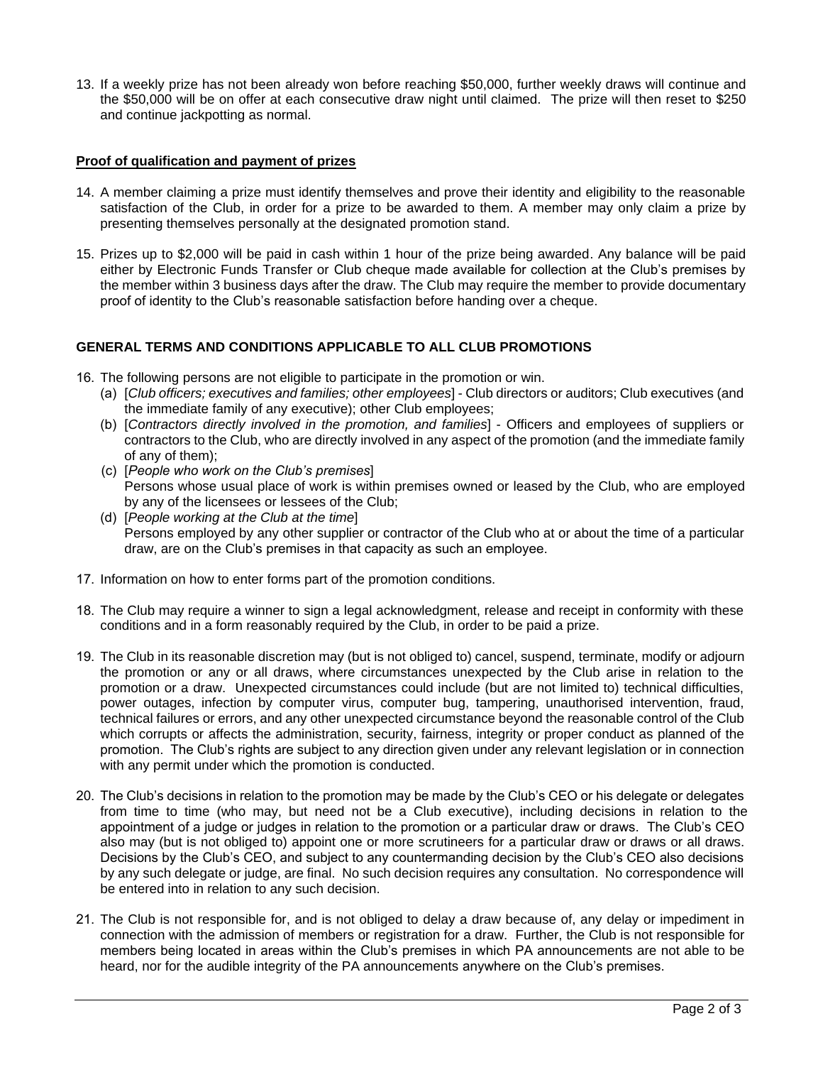13. If a weekly prize has not been already won before reaching $50,000, further weekly draws will continue and the $50,000 will be on offer at each consecutive draw night until claimed. The prize will then reset to $250 and continue jackpotting as normal.

**Proof of qualification and payment of prizes**

14. A member claiming a prize must identify themselves and prove their identity and eligibility to the reasonable satisfaction of the Club, in order for a prize to be awarded to them. A member may only claim a prize by presenting themselves personally at the designated promotion stand.

15. Prizes up to $2,000 will be paid in cash within 1 hour of the prize being awarded. Any balance will be paid either by Electronic Funds Transfer or Club cheque made available for collection at the Club's premises by the member within 3 business days after the draw. The Club may require the member to provide documentary proof of identity to the Club's reasonable satisfaction before handing over a cheque.

## GENERAL TERMS AND CONDITIONS APPLICABLE TO ALL CLUB PROMOTIONS

16. The following persons are not eligible to participate in the promotion or win.
    (a) [*Club officers; executives and families; other employees*] - Club directors or auditors; Club executives (and the immediate family of any executive); other Club employees;
    (b) [*Contractors directly involved in the promotion, and families*] - Officers and employees of suppliers or contractors to the Club, who are directly involved in any aspect of the promotion (and the immediate family of any of them);
    (c) [*People who work on the Club's premises*]
    Persons whose usual place of work is within premises owned or leased by the Club, who are employed by any of the licensees or lessees of the Club;
    (d) [*People working at the Club at the time*]
    Persons employed by any other supplier or contractor of the Club who at or about the time of a particular draw, are on the Club's premises in that capacity as such an employee.

17. Information on how to enter forms part of the promotion conditions.

18. The Club may require a winner to sign a legal acknowledgment, release and receipt in conformity with these conditions and in a form reasonably required by the Club, in order to be paid a prize.

19. The Club in its reasonable discretion may (but is not obliged to) cancel, suspend, terminate, modify or adjourn the promotion or any or all draws, where circumstances unexpected by the Club arise in relation to the promotion or a draw. Unexpected circumstances could include (but are not limited to) technical difficulties, power outages, infection by computer virus, computer bug, tampering, unauthorised intervention, fraud, technical failures or errors, and any other unexpected circumstance beyond the reasonable control of the Club which corrupts or affects the administration, security, fairness, integrity or proper conduct as planned of the promotion. The Club's rights are subject to any direction given under any relevant legislation or in connection with any permit under which the promotion is conducted.

20. The Club's decisions in relation to the promotion may be made by the Club's CEO or his delegate or delegates from time to time (who may, but need not be a Club executive), including decisions in relation to the appointment of a judge or judges in relation to the promotion or a particular draw or draws. The Club's CEO also may (but is not obliged to) appoint one or more scrutineers for a particular draw or draws or all draws. Decisions by the Club's CEO, and subject to any countermanding decision by the Club's CEO also decisions by any such delegate or judge, are final. No such decision requires any consultation. No correspondence will be entered into in relation to any such decision.

21. The Club is not responsible for, and is not obliged to delay a draw because of, any delay or impediment in connection with the admission of members or registration for a draw. Further, the Club is not responsible for members being located in areas within the Club's premises in which PA announcements are not able to be heard, nor for the audible integrity of the PA announcements anywhere on the Club's premises.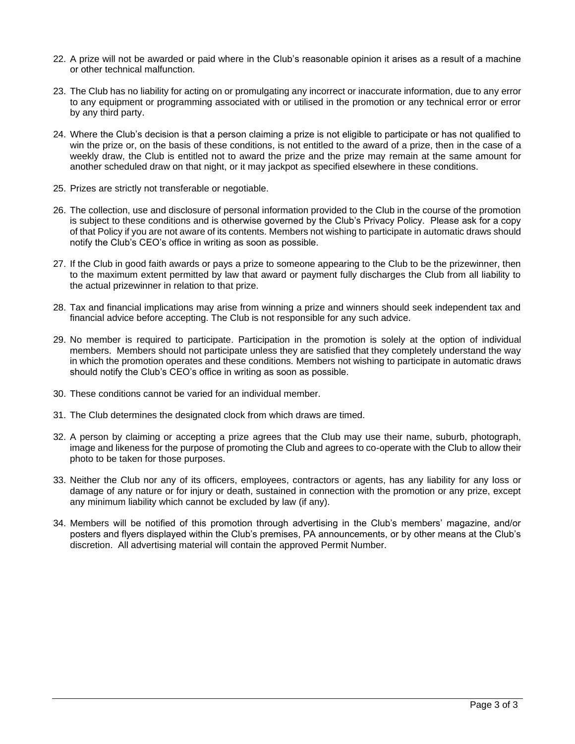22. A prize will not be awarded or paid where in the Club's reasonable opinion it arises as a result of a machine or other technical malfunction.

23. The Club has no liability for acting on or promulgating any incorrect or inaccurate information, due to any error to any equipment or programming associated with or utilised in the promotion or any technical error or error by any third party.

24. Where the Club's decision is that a person claiming a prize is not eligible to participate or has not qualified to win the prize or, on the basis of these conditions, is not entitled to the award of a prize, then in the case of a weekly draw, the Club is entitled not to award the prize and the prize may remain at the same amount for another scheduled draw on that night, or it may jackpot as specified elsewhere in these conditions.

25. Prizes are strictly not transferable or negotiable.

26. The collection, use and disclosure of personal information provided to the Club in the course of the promotion is subject to these conditions and is otherwise governed by the Club's Privacy Policy. Please ask for a copy of that Policy if you are not aware of its contents. Members not wishing to participate in automatic draws should notify the Club's CEO's office in writing as soon as possible.

27. If the Club in good faith awards or pays a prize to someone appearing to the Club to be the prizewinner, then to the maximum extent permitted by law that award or payment fully discharges the Club from all liability to the actual prizewinner in relation to that prize.

28. Tax and financial implications may arise from winning a prize and winners should seek independent tax and financial advice before accepting. The Club is not responsible for any such advice.

29. No member is required to participate. Participation in the promotion is solely at the option of individual members. Members should not participate unless they are satisfied that they completely understand the way in which the promotion operates and these conditions. Members not wishing to participate in automatic draws should notify the Club's CEO's office in writing as soon as possible.

30. These conditions cannot be varied for an individual member.

31. The Club determines the designated clock from which draws are timed.

32. A person by claiming or accepting a prize agrees that the Club may use their name, suburb, photograph, image and likeness for the purpose of promoting the Club and agrees to co-operate with the Club to allow their photo to be taken for those purposes.

33. Neither the Club nor any of its officers, employees, contractors or agents, has any liability for any loss or damage of any nature or for injury or death, sustained in connection with the promotion or any prize, except any minimum liability which cannot be excluded by law (if any).

34. Members will be notified of this promotion through advertising in the Club's members' magazine, and/or posters and flyers displayed within the Club's premises, PA announcements, or by other means at the Club's discretion. All advertising material will contain the approved Permit Number.